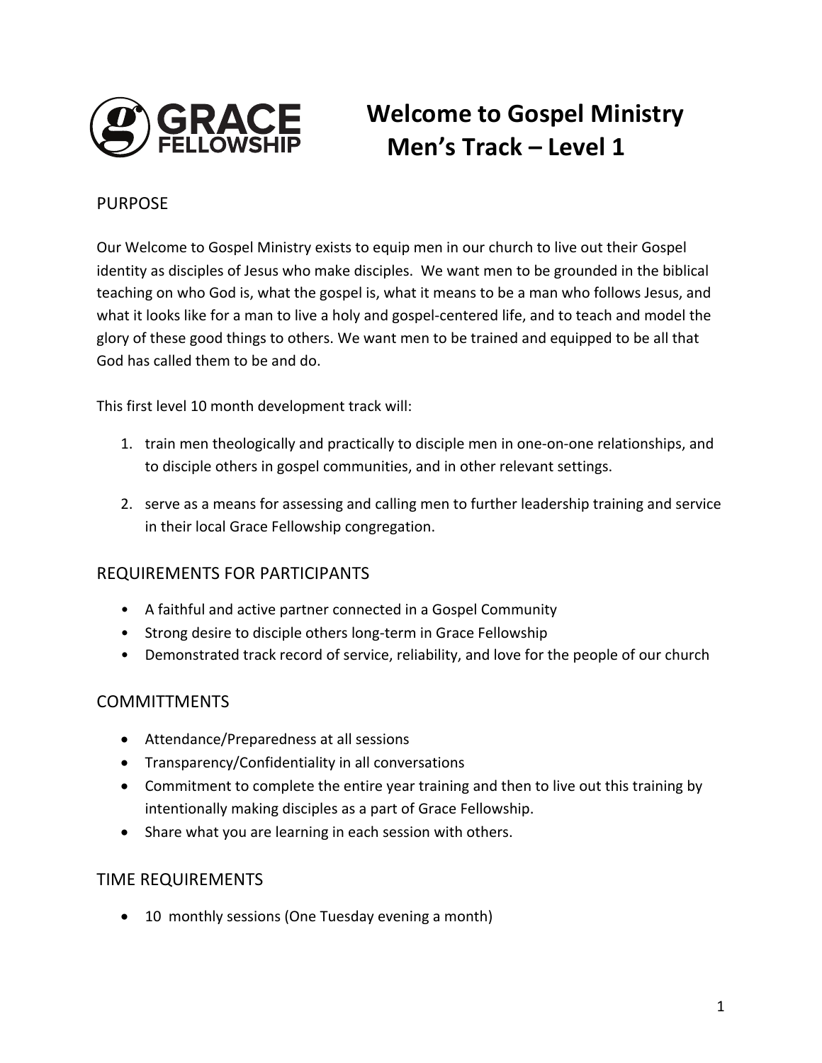# Welcome to Gospel Ministry Men's Track – Level 1

## PURPOSE

Our Welcome to Gospel Ministry exists to equip men in our church to live out their Gospel identity as disciples of Jesus who make disciples. We want men to be grounded in the biblical teaching on who God is, what the gospel is, what it means to be a man who follows Jesus, and what it looks like for a man to live a holy and gospel-centered life, and to teach and model the glory of these good things to others. We want men to be trained and equipped to be all that God has called them to be and do.

This first level 10 month development track will:

1. train men theologically and practically to disciple men in one-on-one relationships, and to disciple others in gospel communities, and in other relevant settings.

2. serve as a means for assessing and calling men to further leadership training and service in their local Grace Fellowship congregation.

## REQUIREMENTS FOR PARTICIPANTS

- A faithful and active partner connected in a Gospel Community
- Strong desire to disciple others long-term in Grace Fellowship
- Demonstrated track record of service, reliability, and love for the people of our church

## COMMITTMENTS

- Attendance/Preparedness at all sessions
- Transparency/Confidentiality in all conversations
- Commitment to complete the entire year training and then to live out this training by intentionally making disciples as a part of Grace Fellowship.
- Share what you are learning in each session with others.

## TIME REQUIREMENTS

- 10 monthly sessions (One Tuesday evening a month)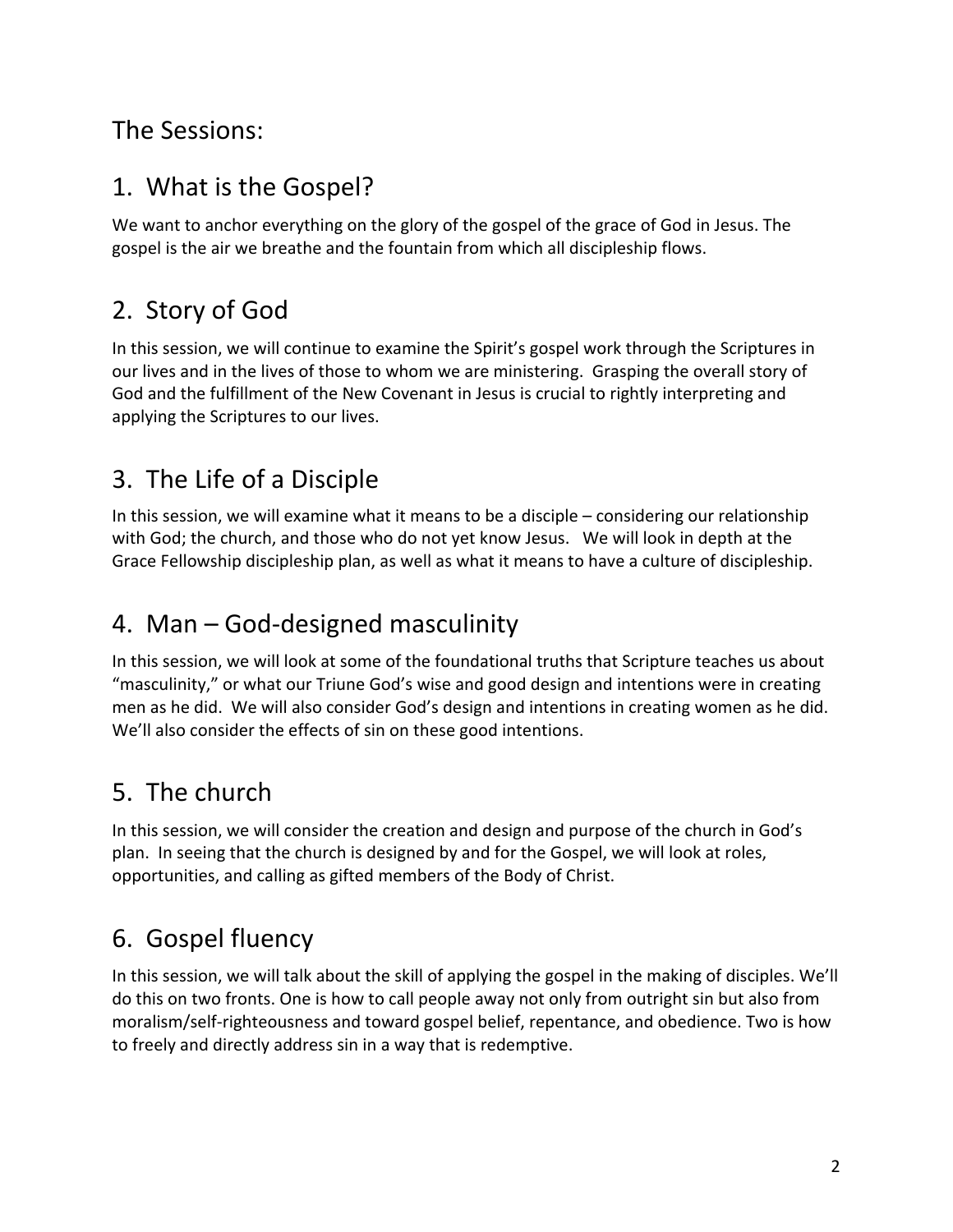## The Sessions:

## 1. What is the Gospel?

We want to anchor everything on the glory of the gospel of the grace of God in Jesus. The gospel is the air we breathe and the fountain from which all discipleship flows.

## 2. Story of God

In this session, we will continue to examine the Spirit's gospel work through the Scriptures in our lives and in the lives of those to whom we are ministering. Grasping the overall story of God and the fulfillment of the New Covenant in Jesus is crucial to rightly interpreting and applying the Scriptures to our lives.

## 3. The Life of a Disciple

In this session, we will examine what it means to be a disciple – considering our relationship with God; the church, and those who do not yet know Jesus. We will look in depth at the Grace Fellowship discipleship plan, as well as what it means to have a culture of discipleship.

## 4. Man – God-designed masculinity

In this session, we will look at some of the foundational truths that Scripture teaches us about "masculinity," or what our Triune God's wise and good design and intentions were in creating men as he did. We will also consider God's design and intentions in creating women as he did. We'll also consider the effects of sin on these good intentions.

## 5. The church

In this session, we will consider the creation and design and purpose of the church in God's plan. In seeing that the church is designed by and for the Gospel, we will look at roles, opportunities, and calling as gifted members of the Body of Christ.

## 6. Gospel fluency

In this session, we will talk about the skill of applying the gospel in the making of disciples. We'll do this on two fronts. One is how to call people away not only from outright sin but also from moralism/self-righteousness and toward gospel belief, repentance, and obedience. Two is how to freely and directly address sin in a way that is redemptive.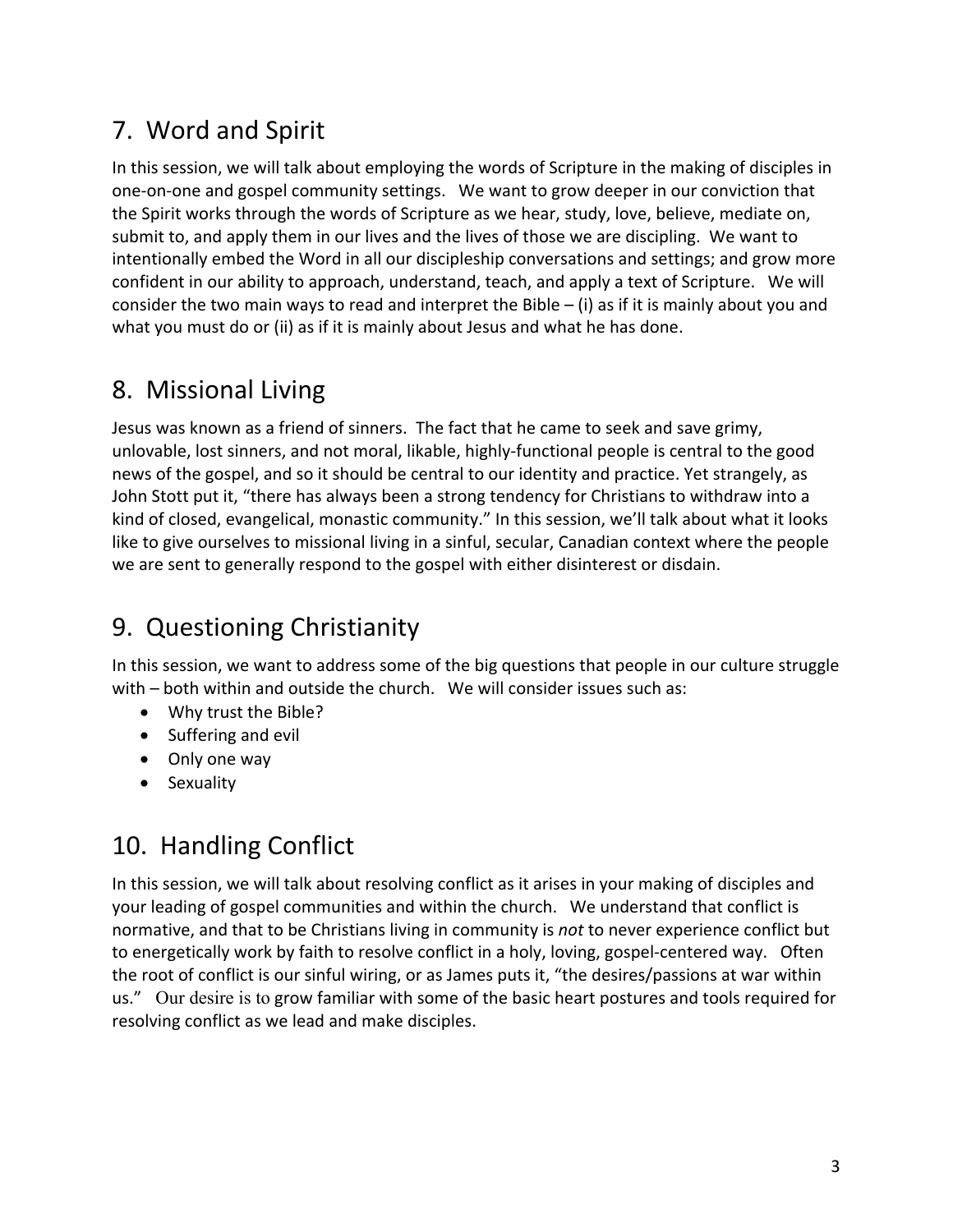## 7. Word and Spirit

In this session, we will talk about employing the words of Scripture in the making of disciples in one-on-one and gospel community settings. We want to grow deeper in our conviction that the Spirit works through the words of Scripture as we hear, study, love, believe, mediate on, submit to, and apply them in our lives and the lives of those we are discipling. We want to intentionally embed the Word in all our discipleship conversations and settings; and grow more confident in our ability to approach, understand, teach, and apply a text of Scripture. We will consider the two main ways to read and interpret the Bible – (i) as if it is mainly about you and what you must do or (ii) as if it is mainly about Jesus and what he has done.

## 8. Missional Living

Jesus was known as a friend of sinners. The fact that he came to seek and save grimy, unlovable, lost sinners, and not moral, likable, highly-functional people is central to the good news of the gospel, and so it should be central to our identity and practice. Yet strangely, as John Stott put it, "there has always been a strong tendency for Christians to withdraw into a kind of closed, evangelical, monastic community." In this session, we'll talk about what it looks like to give ourselves to missional living in a sinful, secular, Canadian context where the people we are sent to generally respond to the gospel with either disinterest or disdain.

## 9. Questioning Christianity

In this session, we want to address some of the big questions that people in our culture struggle with – both within and outside the church. We will consider issues such as:

- Why trust the Bible?
- Suffering and evil
- Only one way
- Sexuality

## 10. Handling Conflict

In this session, we will talk about resolving conflict as it arises in your making of disciples and your leading of gospel communities and within the church. We understand that conflict is normative, and that to be Christians living in community is *not* to never experience conflict but to energetically work by faith to resolve conflict in a holy, loving, gospel-centered way. Often the root of conflict is our sinful wiring, or as James puts it, "the desires/passions at war within us." Our desire is to grow familiar with some of the basic heart postures and tools required for resolving conflict as we lead and make disciples.